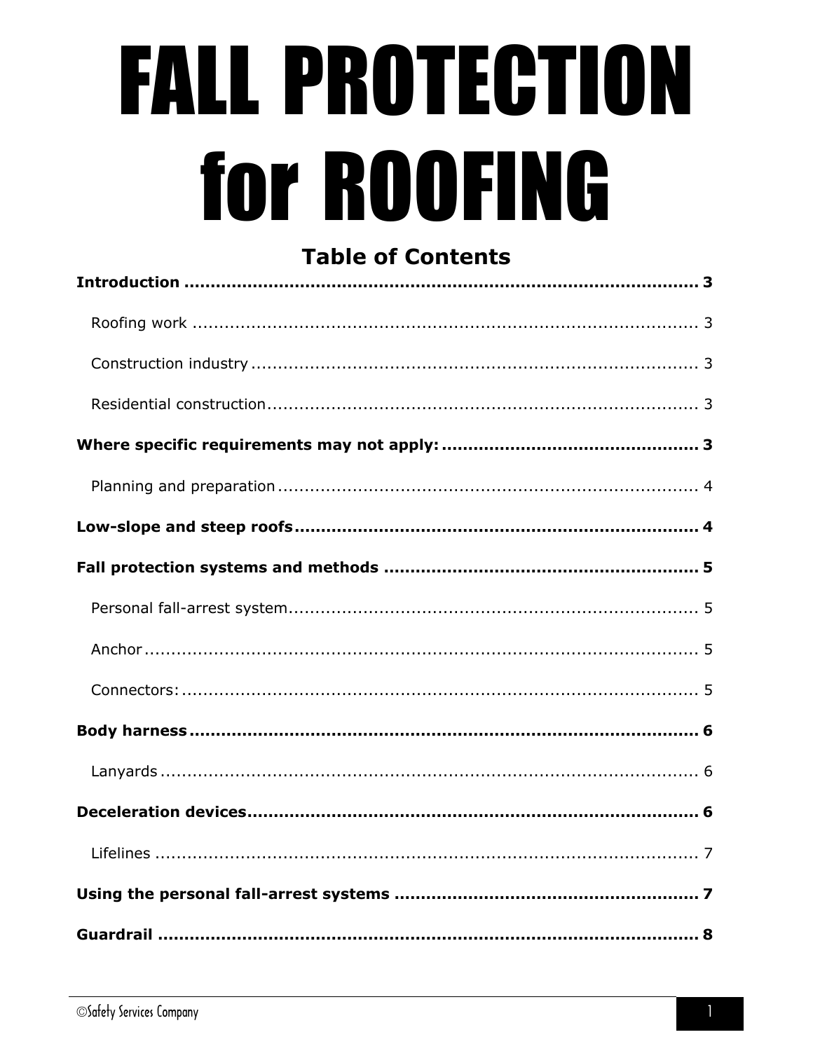# FALL PROTECTION for ROOFING

## Table of Contents

**Introduction .................................................................................................. 3**

Roofing work .................................................................................................. 3

Construction industry ...................................................................................... 3

Residential construction.................................................................................... 3

**Where specific requirements may not apply: ................................................ 3**

Planning and preparation .................................................................................. 4

**Low-slope and steep roofs ............................................................................ 4**

**Fall protection systems and methods ........................................................... 5**

Personal fall-arrest system................................................................................ 5

Anchor ........................................................................................................... 5

Connectors: .................................................................................................... 5

**Body harness ................................................................................................ 6**

Lanyards ........................................................................................................ 6

**Deceleration devices..................................................................................... 6**

Lifelines ......................................................................................................... 7

**Using the personal fall-arrest systems ......................................................... 7**

**Guardrail ...................................................................................................... 8**

©Safety Services Company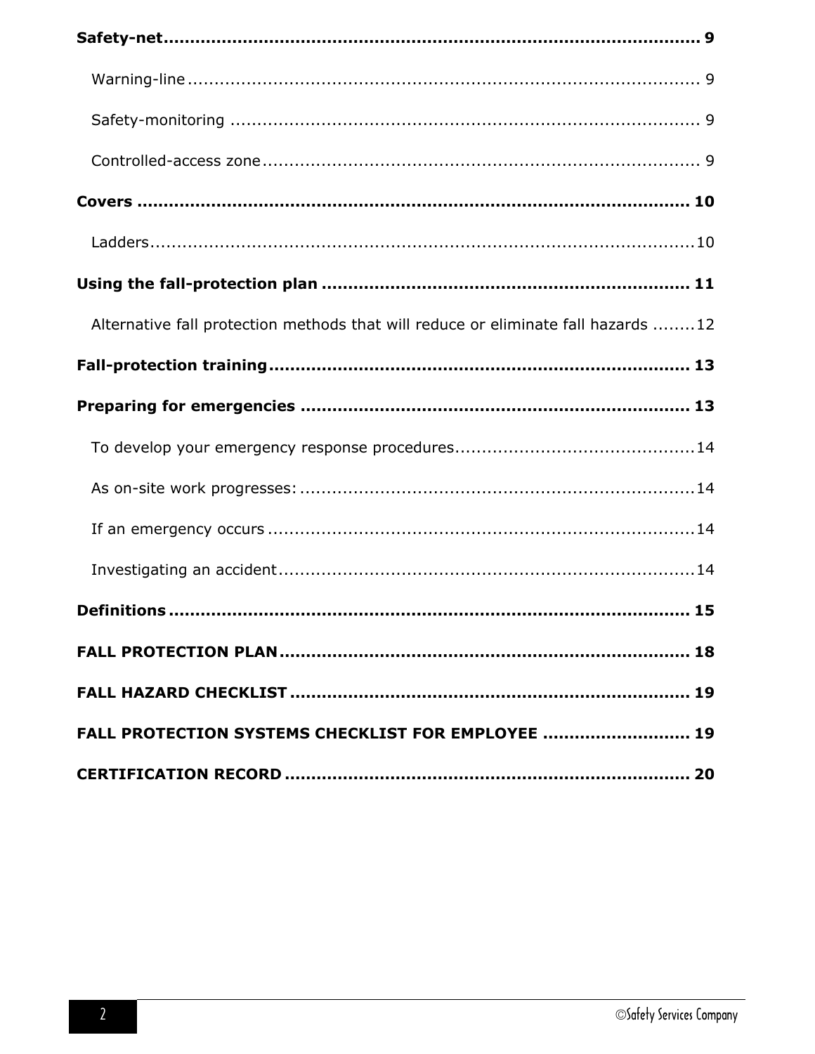**Safety-net** ........................................................................................ **9**

Warning-line ........................................................................................ 9

Safety-monitoring ........................................................................................ 9

Controlled-access zone ........................................................................................ 9

**Covers** ........................................................................................ **10**

Ladders ........................................................................................ 10

**Using the fall-protection plan** ........................................................................................ **11**

Alternative fall protection methods that will reduce or eliminate fall hazards ........ 12

**Fall-protection training** ........................................................................................ **13**

**Preparing for emergencies** ........................................................................................ **13**

To develop your emergency response procedures ........................................................................................ 14

As on-site work progresses: ........................................................................................ 14

If an emergency occurs ........................................................................................ 14

Investigating an accident ........................................................................................ 14

**Definitions** ........................................................................................ **15**

**FALL PROTECTION PLAN** ........................................................................................ **18**

**FALL HAZARD CHECKLIST** ........................................................................................ **19**

**FALL PROTECTION SYSTEMS CHECKLIST FOR EMPLOYEE** ........................................................................................ **19**

**CERTIFICATION RECORD** ........................................................................................ **20**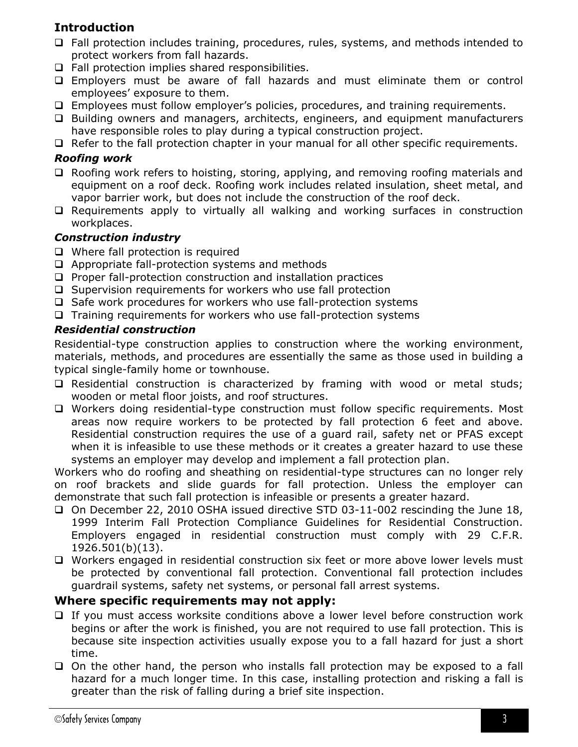## Introduction

- Fall protection includes training, procedures, rules, systems, and methods intended to protect workers from fall hazards.
- Fall protection implies shared responsibilities.
- Employers must be aware of fall hazards and must eliminate them or control employees' exposure to them.
- Employees must follow employer's policies, procedures, and training requirements.
- Building owners and managers, architects, engineers, and equipment manufacturers have responsible roles to play during a typical construction project.
- Refer to the fall protection chapter in your manual for all other specific requirements.

### *Roofing work*

- Roofing work refers to hoisting, storing, applying, and removing roofing materials and equipment on a roof deck. Roofing work includes related insulation, sheet metal, and vapor barrier work, but does not include the construction of the roof deck.
- Requirements apply to virtually all walking and working surfaces in construction workplaces.

### *Construction industry*

- Where fall protection is required
- Appropriate fall-protection systems and methods
- Proper fall-protection construction and installation practices
- Supervision requirements for workers who use fall protection
- Safe work procedures for workers who use fall-protection systems
- Training requirements for workers who use fall-protection systems

### *Residential construction*

Residential-type construction applies to construction where the working environment, materials, methods, and procedures are essentially the same as those used in building a typical single-family home or townhouse.

- Residential construction is characterized by framing with wood or metal studs; wooden or metal floor joists, and roof structures.
- Workers doing residential-type construction must follow specific requirements. Most areas now require workers to be protected by fall protection 6 feet and above. Residential construction requires the use of a guard rail, safety net or PFAS except when it is infeasible to use these methods or it creates a greater hazard to use these systems an employer may develop and implement a fall protection plan.

Workers who do roofing and sheathing on residential-type structures can no longer rely on roof brackets and slide guards for fall protection. Unless the employer can demonstrate that such fall protection is infeasible or presents a greater hazard.

- On December 22, 2010 OSHA issued directive STD 03-11-002 rescinding the June 18, 1999 Interim Fall Protection Compliance Guidelines for Residential Construction. Employers engaged in residential construction must comply with 29 C.F.R. 1926.501(b)(13).
- Workers engaged in residential construction six feet or more above lower levels must be protected by conventional fall protection. Conventional fall protection includes guardrail systems, safety net systems, or personal fall arrest systems.

## Where specific requirements may not apply:

- If you must access worksite conditions above a lower level before construction work begins or after the work is finished, you are not required to use fall protection. This is because site inspection activities usually expose you to a fall hazard for just a short time.
- On the other hand, the person who installs fall protection may be exposed to a fall hazard for a much longer time. In this case, installing protection and risking a fall is greater than the risk of falling during a brief site inspection.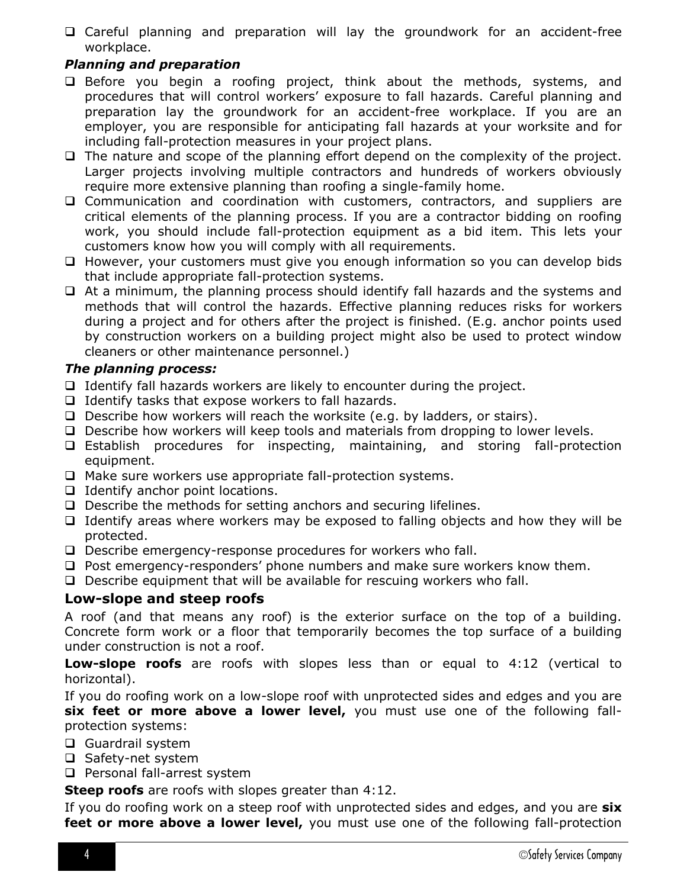- Careful planning and preparation will lay the groundwork for an accident-free workplace.

***Planning and preparation***

- Before you begin a roofing project, think about the methods, systems, and procedures that will control workers' exposure to fall hazards. Careful planning and preparation lay the groundwork for an accident-free workplace. If you are an employer, you are responsible for anticipating fall hazards at your worksite and for including fall-protection measures in your project plans.
- The nature and scope of the planning effort depend on the complexity of the project. Larger projects involving multiple contractors and hundreds of workers obviously require more extensive planning than roofing a single-family home.
- Communication and coordination with customers, contractors, and suppliers are critical elements of the planning process. If you are a contractor bidding on roofing work, you should include fall-protection equipment as a bid item. This lets your customers know how you will comply with all requirements.
- However, your customers must give you enough information so you can develop bids that include appropriate fall-protection systems.
- At a minimum, the planning process should identify fall hazards and the systems and methods that will control the hazards. Effective planning reduces risks for workers during a project and for others after the project is finished. (E.g. anchor points used by construction workers on a building project might also be used to protect window cleaners or other maintenance personnel.)

***The planning process:***

- Identify fall hazards workers are likely to encounter during the project.
- Identify tasks that expose workers to fall hazards.
- Describe how workers will reach the worksite (e.g. by ladders, or stairs).
- Describe how workers will keep tools and materials from dropping to lower levels.
- Establish procedures for inspecting, maintaining, and storing fall-protection equipment.
- Make sure workers use appropriate fall-protection systems.
- Identify anchor point locations.
- Describe the methods for setting anchors and securing lifelines.
- Identify areas where workers may be exposed to falling objects and how they will be protected.
- Describe emergency-response procedures for workers who fall.
- Post emergency-responders' phone numbers and make sure workers know them.
- Describe equipment that will be available for rescuing workers who fall.

## Low-slope and steep roofs

A roof (and that means any roof) is the exterior surface on the top of a building. Concrete form work or a floor that temporarily becomes the top surface of a building under construction is not a roof.

**Low-slope roofs** are roofs with slopes less than or equal to 4:12 (vertical to horizontal).

If you do roofing work on a low-slope roof with unprotected sides and edges and you are **six feet or more above a lower level,** you must use one of the following fall-protection systems:

- Guardrail system
- Safety-net system
- Personal fall-arrest system

**Steep roofs** are roofs with slopes greater than 4:12.

If you do roofing work on a steep roof with unprotected sides and edges, and you are **six feet or more above a lower level,** you must use one of the following fall-protection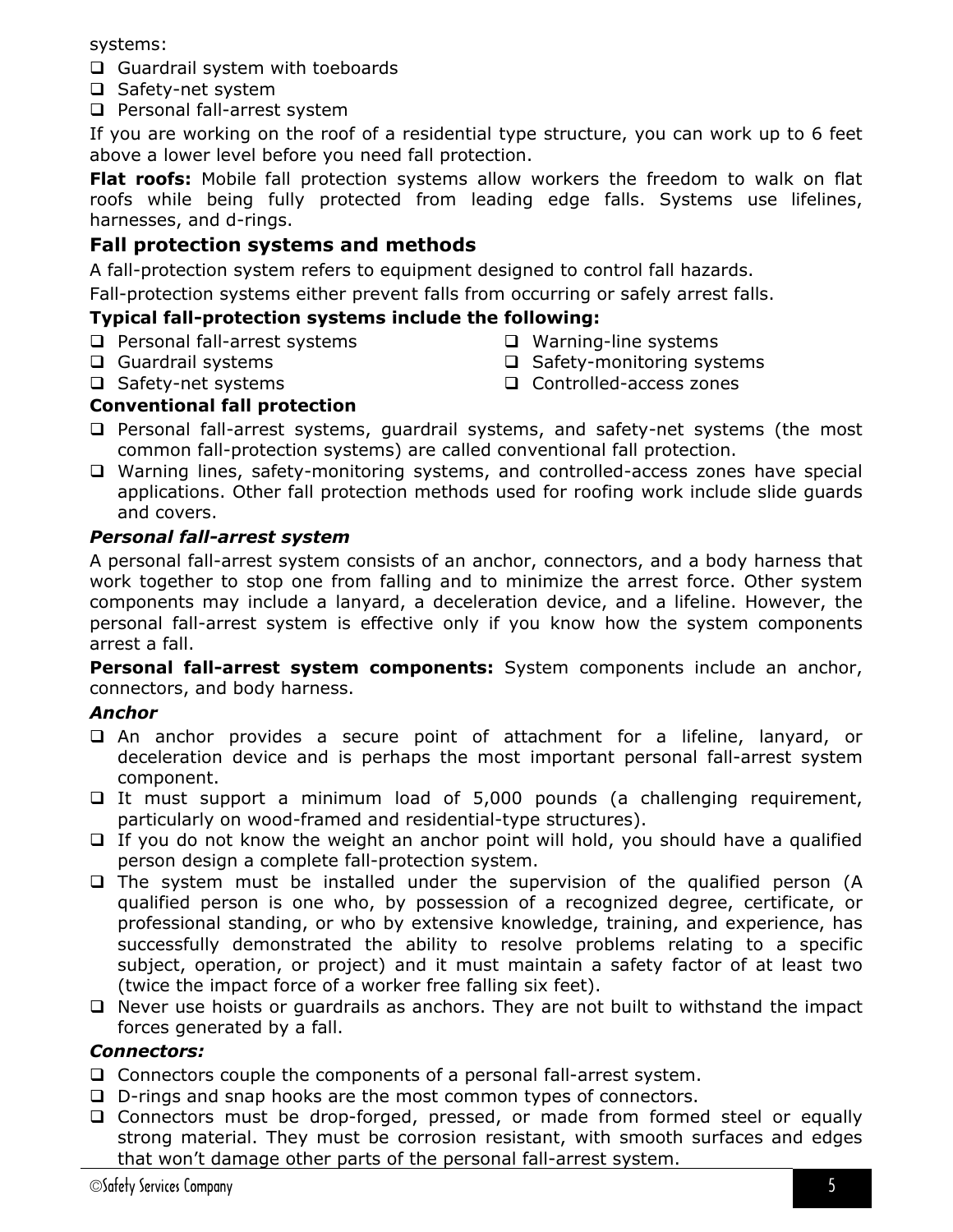systems:

- Guardrail system with toeboards
- Safety-net system
- Personal fall-arrest system

If you are working on the roof of a residential type structure, you can work up to 6 feet above a lower level before you need fall protection.

**Flat roofs:** Mobile fall protection systems allow workers the freedom to walk on flat roofs while being fully protected from leading edge falls. Systems use lifelines, harnesses, and d-rings.

## Fall protection systems and methods

A fall-protection system refers to equipment designed to control fall hazards.

Fall-protection systems either prevent falls from occurring or safely arrest falls.

**Typical fall-protection systems include the following:**

- Personal fall-arrest systems
- Guardrail systems
- Safety-net systems
- Warning-line systems
- Safety-monitoring systems
- Controlled-access zones

**Conventional fall protection**

- Personal fall-arrest systems, guardrail systems, and safety-net systems (the most common fall-protection systems) are called conventional fall protection.
- Warning lines, safety-monitoring systems, and controlled-access zones have special applications. Other fall protection methods used for roofing work include slide guards and covers.

***Personal fall-arrest system***

A personal fall-arrest system consists of an anchor, connectors, and a body harness that work together to stop one from falling and to minimize the arrest force. Other system components may include a lanyard, a deceleration device, and a lifeline. However, the personal fall-arrest system is effective only if you know how the system components arrest a fall.

**Personal fall-arrest system components:** System components include an anchor, connectors, and body harness.

***Anchor***

- An anchor provides a secure point of attachment for a lifeline, lanyard, or deceleration device and is perhaps the most important personal fall-arrest system component.
- It must support a minimum load of 5,000 pounds (a challenging requirement, particularly on wood-framed and residential-type structures).
- If you do not know the weight an anchor point will hold, you should have a qualified person design a complete fall-protection system.
- The system must be installed under the supervision of the qualified person (A qualified person is one who, by possession of a recognized degree, certificate, or professional standing, or who by extensive knowledge, training, and experience, has successfully demonstrated the ability to resolve problems relating to a specific subject, operation, or project) and it must maintain a safety factor of at least two (twice the impact force of a worker free falling six feet).
- Never use hoists or guardrails as anchors. They are not built to withstand the impact forces generated by a fall.

***Connectors:***

- Connectors couple the components of a personal fall-arrest system.
- D-rings and snap hooks are the most common types of connectors.
- Connectors must be drop-forged, pressed, or made from formed steel or equally strong material. They must be corrosion resistant, with smooth surfaces and edges that won't damage other parts of the personal fall-arrest system.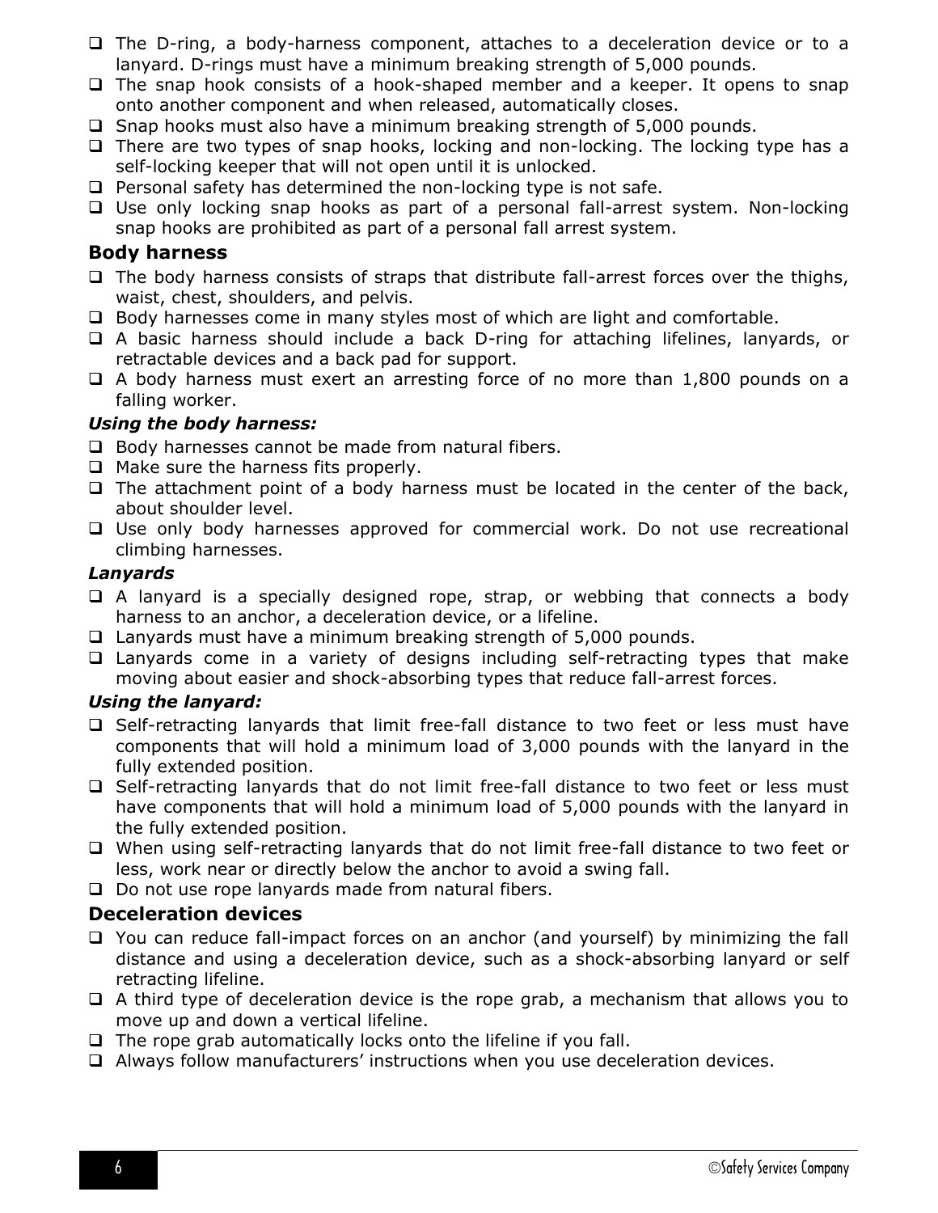- The D-ring, a body-harness component, attaches to a deceleration device or to a lanyard. D-rings must have a minimum breaking strength of 5,000 pounds.
- The snap hook consists of a hook-shaped member and a keeper. It opens to snap onto another component and when released, automatically closes.
- Snap hooks must also have a minimum breaking strength of 5,000 pounds.
- There are two types of snap hooks, locking and non-locking. The locking type has a self-locking keeper that will not open until it is unlocked.
- Personal safety has determined the non-locking type is not safe.
- Use only locking snap hooks as part of a personal fall-arrest system. Non-locking snap hooks are prohibited as part of a personal fall arrest system.

### Body harness

- The body harness consists of straps that distribute fall-arrest forces over the thighs, waist, chest, shoulders, and pelvis.
- Body harnesses come in many styles most of which are light and comfortable.
- A basic harness should include a back D-ring for attaching lifelines, lanyards, or retractable devices and a back pad for support.
- A body harness must exert an arresting force of no more than 1,800 pounds on a falling worker.

#### *Using the body harness:*

- Body harnesses cannot be made from natural fibers.
- Make sure the harness fits properly.
- The attachment point of a body harness must be located in the center of the back, about shoulder level.
- Use only body harnesses approved for commercial work. Do not use recreational climbing harnesses.

#### *Lanyards*

- A lanyard is a specially designed rope, strap, or webbing that connects a body harness to an anchor, a deceleration device, or a lifeline.
- Lanyards must have a minimum breaking strength of 5,000 pounds.
- Lanyards come in a variety of designs including self-retracting types that make moving about easier and shock-absorbing types that reduce fall-arrest forces.

#### *Using the lanyard:*

- Self-retracting lanyards that limit free-fall distance to two feet or less must have components that will hold a minimum load of 3,000 pounds with the lanyard in the fully extended position.
- Self-retracting lanyards that do not limit free-fall distance to two feet or less must have components that will hold a minimum load of 5,000 pounds with the lanyard in the fully extended position.
- When using self-retracting lanyards that do not limit free-fall distance to two feet or less, work near or directly below the anchor to avoid a swing fall.
- Do not use rope lanyards made from natural fibers.

### Deceleration devices

- You can reduce fall-impact forces on an anchor (and yourself) by minimizing the fall distance and using a deceleration device, such as a shock-absorbing lanyard or self retracting lifeline.
- A third type of deceleration device is the rope grab, a mechanism that allows you to move up and down a vertical lifeline.
- The rope grab automatically locks onto the lifeline if you fall.
- Always follow manufacturers' instructions when you use deceleration devices.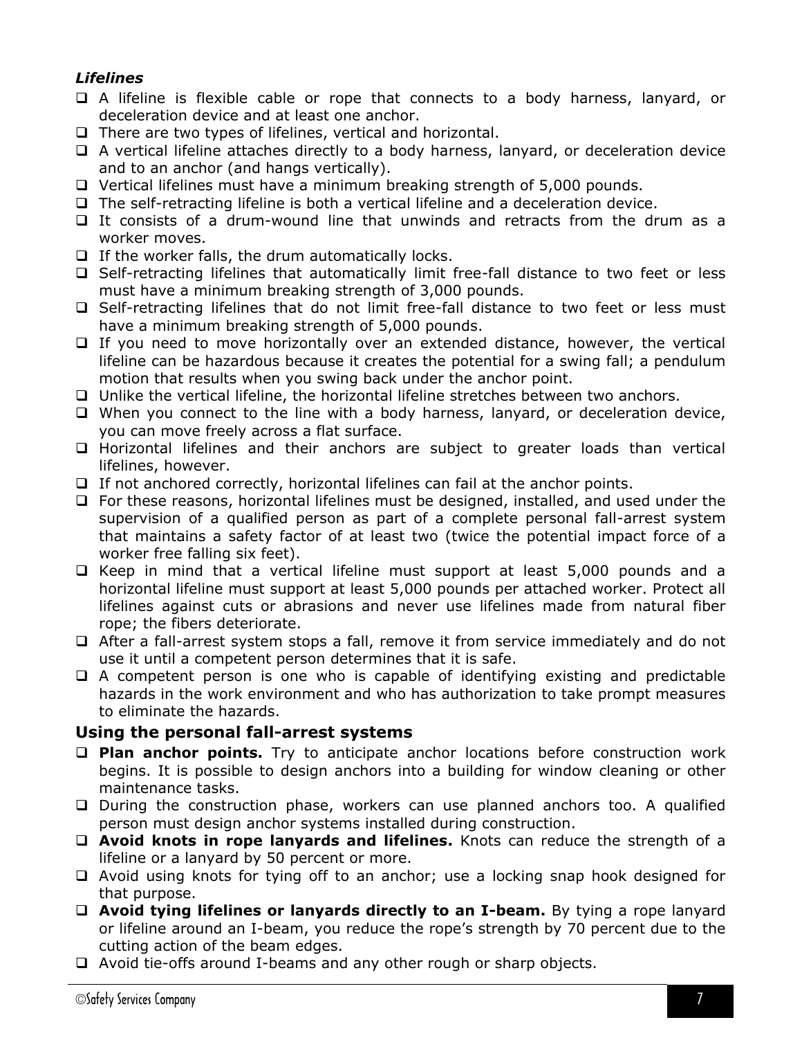### *Lifelines*

- A lifeline is flexible cable or rope that connects to a body harness, lanyard, or deceleration device and at least one anchor.
- There are two types of lifelines, vertical and horizontal.
- A vertical lifeline attaches directly to a body harness, lanyard, or deceleration device and to an anchor (and hangs vertically).
- Vertical lifelines must have a minimum breaking strength of 5,000 pounds.
- The self-retracting lifeline is both a vertical lifeline and a deceleration device.
- It consists of a drum-wound line that unwinds and retracts from the drum as a worker moves.
- If the worker falls, the drum automatically locks.
- Self-retracting lifelines that automatically limit free-fall distance to two feet or less must have a minimum breaking strength of 3,000 pounds.
- Self-retracting lifelines that do not limit free-fall distance to two feet or less must have a minimum breaking strength of 5,000 pounds.
- If you need to move horizontally over an extended distance, however, the vertical lifeline can be hazardous because it creates the potential for a swing fall; a pendulum motion that results when you swing back under the anchor point.
- Unlike the vertical lifeline, the horizontal lifeline stretches between two anchors.
- When you connect to the line with a body harness, lanyard, or deceleration device, you can move freely across a flat surface.
- Horizontal lifelines and their anchors are subject to greater loads than vertical lifelines, however.
- If not anchored correctly, horizontal lifelines can fail at the anchor points.
- For these reasons, horizontal lifelines must be designed, installed, and used under the supervision of a qualified person as part of a complete personal fall-arrest system that maintains a safety factor of at least two (twice the potential impact force of a worker free falling six feet).
- Keep in mind that a vertical lifeline must support at least 5,000 pounds and a horizontal lifeline must support at least 5,000 pounds per attached worker. Protect all lifelines against cuts or abrasions and never use lifelines made from natural fiber rope; the fibers deteriorate.
- After a fall-arrest system stops a fall, remove it from service immediately and do not use it until a competent person determines that it is safe.
- A competent person is one who is capable of identifying existing and predictable hazards in the work environment and who has authorization to take prompt measures to eliminate the hazards.

## Using the personal fall-arrest systems

- **Plan anchor points.** Try to anticipate anchor locations before construction work begins. It is possible to design anchors into a building for window cleaning or other maintenance tasks.
- During the construction phase, workers can use planned anchors too. A qualified person must design anchor systems installed during construction.
- **Avoid knots in rope lanyards and lifelines.** Knots can reduce the strength of a lifeline or a lanyard by 50 percent or more.
- Avoid using knots for tying off to an anchor; use a locking snap hook designed for that purpose.
- **Avoid tying lifelines or lanyards directly to an I-beam.** By tying a rope lanyard or lifeline around an I-beam, you reduce the rope's strength by 70 percent due to the cutting action of the beam edges.
- Avoid tie-offs around I-beams and any other rough or sharp objects.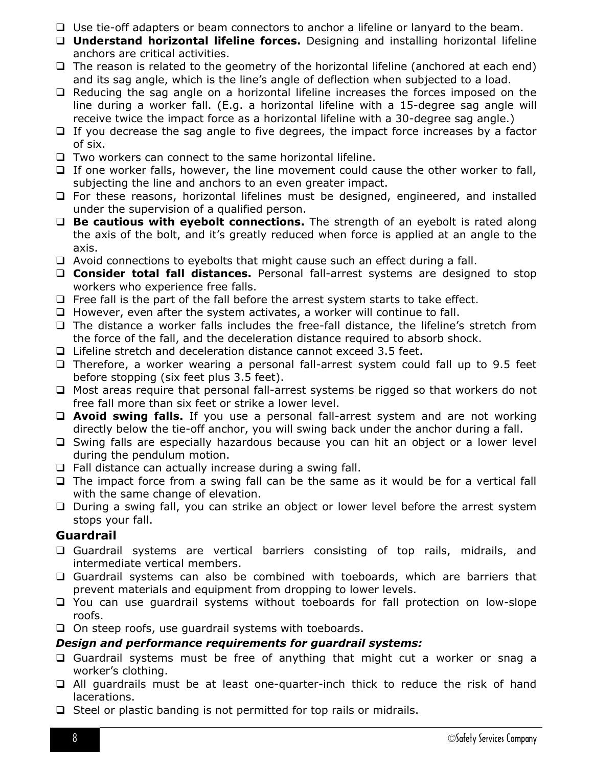- Use tie-off adapters or beam connectors to anchor a lifeline or lanyard to the beam.
- **Understand horizontal lifeline forces.** Designing and installing horizontal lifeline anchors are critical activities.
- The reason is related to the geometry of the horizontal lifeline (anchored at each end) and its sag angle, which is the line's angle of deflection when subjected to a load.
- Reducing the sag angle on a horizontal lifeline increases the forces imposed on the line during a worker fall. (E.g. a horizontal lifeline with a 15-degree sag angle will receive twice the impact force as a horizontal lifeline with a 30-degree sag angle.)
- If you decrease the sag angle to five degrees, the impact force increases by a factor of six.
- Two workers can connect to the same horizontal lifeline.
- If one worker falls, however, the line movement could cause the other worker to fall, subjecting the line and anchors to an even greater impact.
- For these reasons, horizontal lifelines must be designed, engineered, and installed under the supervision of a qualified person.
- **Be cautious with eyebolt connections.** The strength of an eyebolt is rated along the axis of the bolt, and it's greatly reduced when force is applied at an angle to the axis.
- Avoid connections to eyebolts that might cause such an effect during a fall.
- **Consider total fall distances.** Personal fall-arrest systems are designed to stop workers who experience free falls.
- Free fall is the part of the fall before the arrest system starts to take effect.
- However, even after the system activates, a worker will continue to fall.
- The distance a worker falls includes the free-fall distance, the lifeline's stretch from the force of the fall, and the deceleration distance required to absorb shock.
- Lifeline stretch and deceleration distance cannot exceed 3.5 feet.
- Therefore, a worker wearing a personal fall-arrest system could fall up to 9.5 feet before stopping (six feet plus 3.5 feet).
- Most areas require that personal fall-arrest systems be rigged so that workers do not free fall more than six feet or strike a lower level.
- **Avoid swing falls.** If you use a personal fall-arrest system and are not working directly below the tie-off anchor, you will swing back under the anchor during a fall.
- Swing falls are especially hazardous because you can hit an object or a lower level during the pendulum motion.
- Fall distance can actually increase during a swing fall.
- The impact force from a swing fall can be the same as it would be for a vertical fall with the same change of elevation.
- During a swing fall, you can strike an object or lower level before the arrest system stops your fall.

## Guardrail

- Guardrail systems are vertical barriers consisting of top rails, midrails, and intermediate vertical members.
- Guardrail systems can also be combined with toeboards, which are barriers that prevent materials and equipment from dropping to lower levels.
- You can use guardrail systems without toeboards for fall protection on low-slope roofs.
- On steep roofs, use guardrail systems with toeboards.

***Design and performance requirements for guardrail systems:***

- Guardrail systems must be free of anything that might cut a worker or snag a worker's clothing.
- All guardrails must be at least one-quarter-inch thick to reduce the risk of hand lacerations.
- Steel or plastic banding is not permitted for top rails or midrails.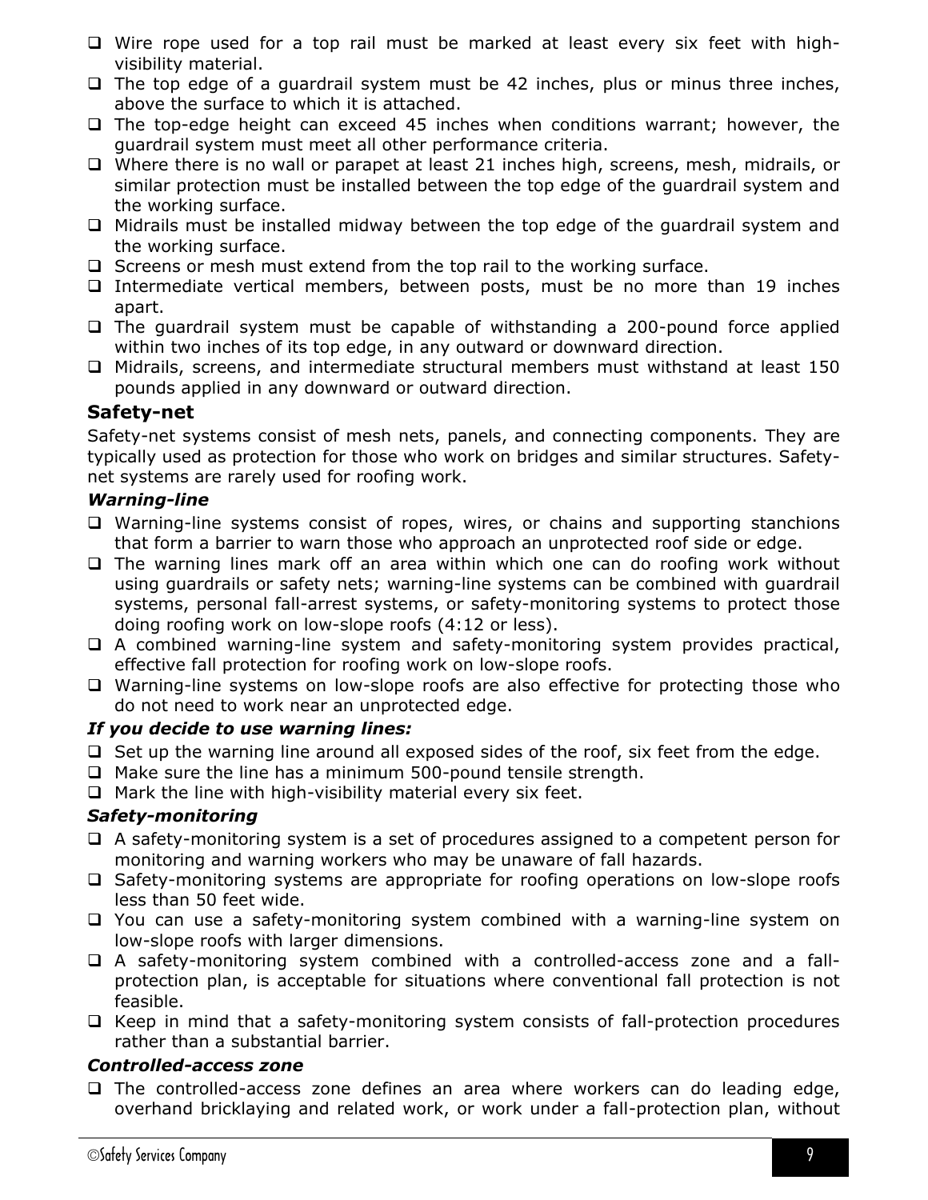- Wire rope used for a top rail must be marked at least every six feet with high-visibility material.
- The top edge of a guardrail system must be 42 inches, plus or minus three inches, above the surface to which it is attached.
- The top-edge height can exceed 45 inches when conditions warrant; however, the guardrail system must meet all other performance criteria.
- Where there is no wall or parapet at least 21 inches high, screens, mesh, midrails, or similar protection must be installed between the top edge of the guardrail system and the working surface.
- Midrails must be installed midway between the top edge of the guardrail system and the working surface.
- Screens or mesh must extend from the top rail to the working surface.
- Intermediate vertical members, between posts, must be no more than 19 inches apart.
- The guardrail system must be capable of withstanding a 200-pound force applied within two inches of its top edge, in any outward or downward direction.
- Midrails, screens, and intermediate structural members must withstand at least 150 pounds applied in any downward or outward direction.

### Safety-net

Safety-net systems consist of mesh nets, panels, and connecting components. They are typically used as protection for those who work on bridges and similar structures. Safety-net systems are rarely used for roofing work.

#### *Warning-line*

- Warning-line systems consist of ropes, wires, or chains and supporting stanchions that form a barrier to warn those who approach an unprotected roof side or edge.
- The warning lines mark off an area within which one can do roofing work without using guardrails or safety nets; warning-line systems can be combined with guardrail systems, personal fall-arrest systems, or safety-monitoring systems to protect those doing roofing work on low-slope roofs (4:12 or less).
- A combined warning-line system and safety-monitoring system provides practical, effective fall protection for roofing work on low-slope roofs.
- Warning-line systems on low-slope roofs are also effective for protecting those who do not need to work near an unprotected edge.

#### *If you decide to use warning lines:*

- Set up the warning line around all exposed sides of the roof, six feet from the edge.
- Make sure the line has a minimum 500-pound tensile strength.
- Mark the line with high-visibility material every six feet.

#### *Safety-monitoring*

- A safety-monitoring system is a set of procedures assigned to a competent person for monitoring and warning workers who may be unaware of fall hazards.
- Safety-monitoring systems are appropriate for roofing operations on low-slope roofs less than 50 feet wide.
- You can use a safety-monitoring system combined with a warning-line system on low-slope roofs with larger dimensions.
- A safety-monitoring system combined with a controlled-access zone and a fall-protection plan, is acceptable for situations where conventional fall protection is not feasible.
- Keep in mind that a safety-monitoring system consists of fall-protection procedures rather than a substantial barrier.

#### *Controlled-access zone*

- The controlled-access zone defines an area where workers can do leading edge, overhand bricklaying and related work, or work under a fall-protection plan, without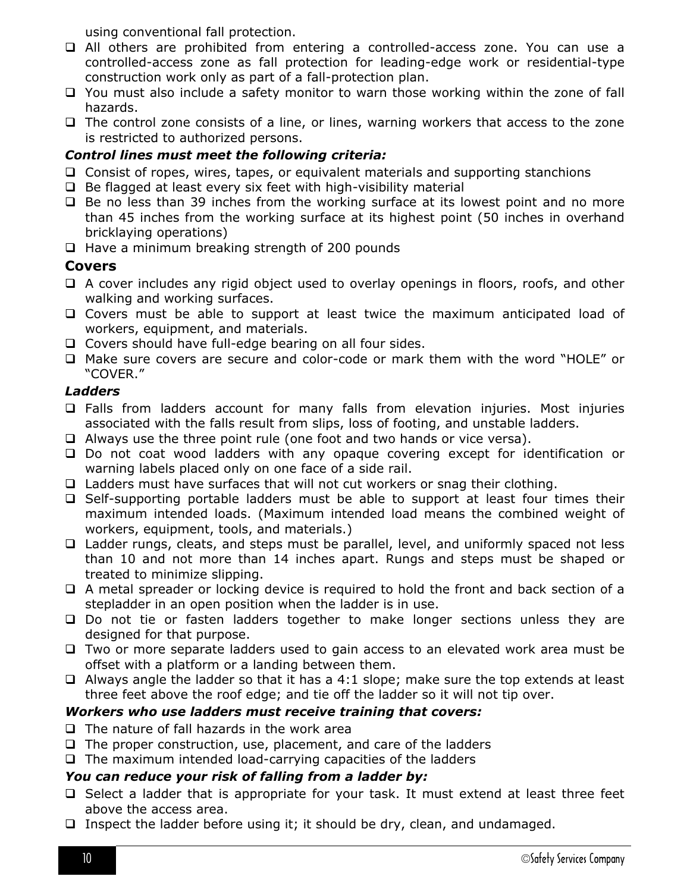using conventional fall protection.

- All others are prohibited from entering a controlled-access zone. You can use a controlled-access zone as fall protection for leading-edge work or residential-type construction work only as part of a fall-protection plan.
- You must also include a safety monitor to warn those working within the zone of fall hazards.
- The control zone consists of a line, or lines, warning workers that access to the zone is restricted to authorized persons.

***Control lines must meet the following criteria:***

- Consist of ropes, wires, tapes, or equivalent materials and supporting stanchions
- Be flagged at least every six feet with high-visibility material
- Be no less than 39 inches from the working surface at its lowest point and no more than 45 inches from the working surface at its highest point (50 inches in overhand bricklaying operations)
- Have a minimum breaking strength of 200 pounds

## Covers

- A cover includes any rigid object used to overlay openings in floors, roofs, and other walking and working surfaces.
- Covers must be able to support at least twice the maximum anticipated load of workers, equipment, and materials.
- Covers should have full-edge bearing on all four sides.
- Make sure covers are secure and color-code or mark them with the word "HOLE" or "COVER."

***Ladders***

- Falls from ladders account for many falls from elevation injuries. Most injuries associated with the falls result from slips, loss of footing, and unstable ladders.
- Always use the three point rule (one foot and two hands or vice versa).
- Do not coat wood ladders with any opaque covering except for identification or warning labels placed only on one face of a side rail.
- Ladders must have surfaces that will not cut workers or snag their clothing.
- Self-supporting portable ladders must be able to support at least four times their maximum intended loads. (Maximum intended load means the combined weight of workers, equipment, tools, and materials.)
- Ladder rungs, cleats, and steps must be parallel, level, and uniformly spaced not less than 10 and not more than 14 inches apart. Rungs and steps must be shaped or treated to minimize slipping.
- A metal spreader or locking device is required to hold the front and back section of a stepladder in an open position when the ladder is in use.
- Do not tie or fasten ladders together to make longer sections unless they are designed for that purpose.
- Two or more separate ladders used to gain access to an elevated work area must be offset with a platform or a landing between them.
- Always angle the ladder so that it has a 4:1 slope; make sure the top extends at least three feet above the roof edge; and tie off the ladder so it will not tip over.

***Workers who use ladders must receive training that covers:***

- The nature of fall hazards in the work area
- The proper construction, use, placement, and care of the ladders
- The maximum intended load-carrying capacities of the ladders

***You can reduce your risk of falling from a ladder by:***

- Select a ladder that is appropriate for your task. It must extend at least three feet above the access area.
- Inspect the ladder before using it; it should be dry, clean, and undamaged.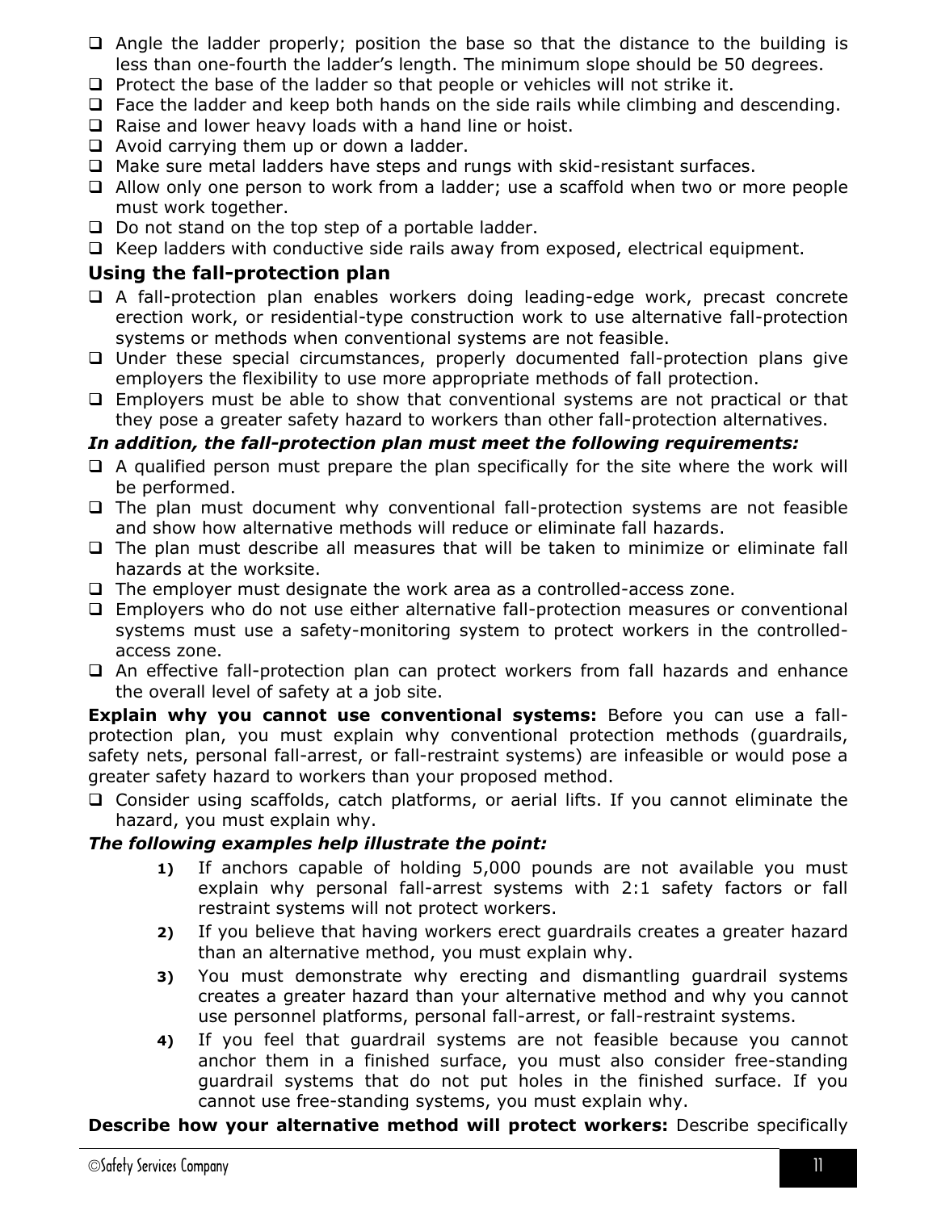- Angle the ladder properly; position the base so that the distance to the building is less than one-fourth the ladder's length. The minimum slope should be 50 degrees.
- Protect the base of the ladder so that people or vehicles will not strike it.
- Face the ladder and keep both hands on the side rails while climbing and descending.
- Raise and lower heavy loads with a hand line or hoist.
- Avoid carrying them up or down a ladder.
- Make sure metal ladders have steps and rungs with skid-resistant surfaces.
- Allow only one person to work from a ladder; use a scaffold when two or more people must work together.
- Do not stand on the top step of a portable ladder.
- Keep ladders with conductive side rails away from exposed, electrical equipment.

### Using the fall-protection plan

- A fall-protection plan enables workers doing leading-edge work, precast concrete erection work, or residential-type construction work to use alternative fall-protection systems or methods when conventional systems are not feasible.
- Under these special circumstances, properly documented fall-protection plans give employers the flexibility to use more appropriate methods of fall protection.
- Employers must be able to show that conventional systems are not practical or that they pose a greater safety hazard to workers than other fall-protection alternatives.

***In addition, the fall-protection plan must meet the following requirements:***

- A qualified person must prepare the plan specifically for the site where the work will be performed.
- The plan must document why conventional fall-protection systems are not feasible and show how alternative methods will reduce or eliminate fall hazards.
- The plan must describe all measures that will be taken to minimize or eliminate fall hazards at the worksite.
- The employer must designate the work area as a controlled-access zone.
- Employers who do not use either alternative fall-protection measures or conventional systems must use a safety-monitoring system to protect workers in the controlled-access zone.
- An effective fall-protection plan can protect workers from fall hazards and enhance the overall level of safety at a job site.

**Explain why you cannot use conventional systems:** Before you can use a fall-protection plan, you must explain why conventional protection methods (guardrails, safety nets, personal fall-arrest, or fall-restraint systems) are infeasible or would pose a greater safety hazard to workers than your proposed method.

- Consider using scaffolds, catch platforms, or aerial lifts. If you cannot eliminate the hazard, you must explain why.

***The following examples help illustrate the point:***

1) If anchors capable of holding 5,000 pounds are not available you must explain why personal fall-arrest systems with 2:1 safety factors or fall restraint systems will not protect workers.
2) If you believe that having workers erect guardrails creates a greater hazard than an alternative method, you must explain why.
3) You must demonstrate why erecting and dismantling guardrail systems creates a greater hazard than your alternative method and why you cannot use personnel platforms, personal fall-arrest, or fall-restraint systems.
4) If you feel that guardrail systems are not feasible because you cannot anchor them in a finished surface, you must also consider free-standing guardrail systems that do not put holes in the finished surface. If you cannot use free-standing systems, you must explain why.

**Describe how your alternative method will protect workers:** Describe specifically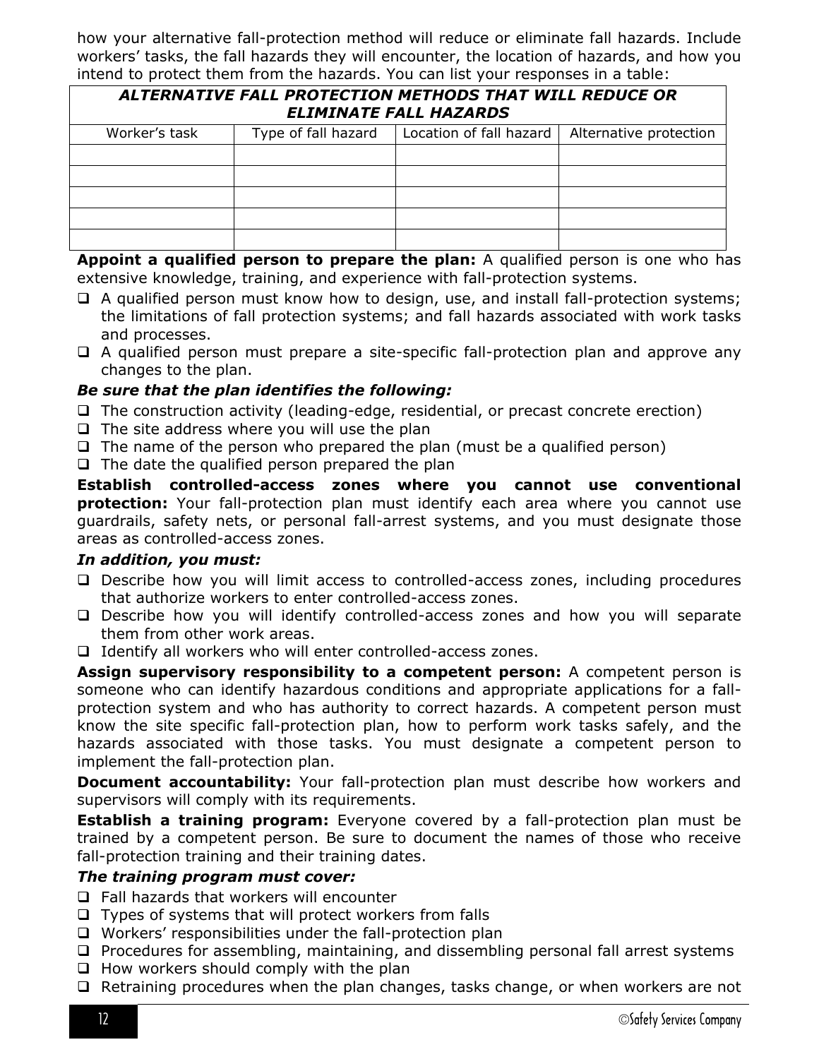how your alternative fall-protection method will reduce or eliminate fall hazards. Include workers' tasks, the fall hazards they will encounter, the location of hazards, and how you intend to protect them from the hazards. You can list your responses in a table:

| ***ALTERNATIVE FALL PROTECTION METHODS THAT WILL REDUCE OR ELIMINATE FALL HAZARDS*** | | | |
|---|---|---|---|
| Worker's task | Type of fall hazard | Location of fall hazard | Alternative protection |
| | | | |
| | | | |
| | | | |
| | | | |
| | | | |

**Appoint a qualified person to prepare the plan:** A qualified person is one who has extensive knowledge, training, and experience with fall-protection systems.

- ❑ A qualified person must know how to design, use, and install fall-protection systems; the limitations of fall protection systems; and fall hazards associated with work tasks and processes.
- ❑ A qualified person must prepare a site-specific fall-protection plan and approve any changes to the plan.

***Be sure that the plan identifies the following:***

- ❑ The construction activity (leading-edge, residential, or precast concrete erection)
- ❑ The site address where you will use the plan
- ❑ The name of the person who prepared the plan (must be a qualified person)
- ❑ The date the qualified person prepared the plan

**Establish controlled-access zones where you cannot use conventional protection:** Your fall-protection plan must identify each area where you cannot use guardrails, safety nets, or personal fall-arrest systems, and you must designate those areas as controlled-access zones.

***In addition, you must:***

- ❑ Describe how you will limit access to controlled-access zones, including procedures that authorize workers to enter controlled-access zones.
- ❑ Describe how you will identify controlled-access zones and how you will separate them from other work areas.
- ❑ Identify all workers who will enter controlled-access zones.

**Assign supervisory responsibility to a competent person:** A competent person is someone who can identify hazardous conditions and appropriate applications for a fall-protection system and who has authority to correct hazards. A competent person must know the site specific fall-protection plan, how to perform work tasks safely, and the hazards associated with those tasks. You must designate a competent person to implement the fall-protection plan.

**Document accountability:** Your fall-protection plan must describe how workers and supervisors will comply with its requirements.

**Establish a training program:** Everyone covered by a fall-protection plan must be trained by a competent person. Be sure to document the names of those who receive fall-protection training and their training dates.

***The training program must cover:***

- ❑ Fall hazards that workers will encounter
- ❑ Types of systems that will protect workers from falls
- ❑ Workers' responsibilities under the fall-protection plan
- ❑ Procedures for assembling, maintaining, and dissembling personal fall arrest systems
- ❑ How workers should comply with the plan
- ❑ Retraining procedures when the plan changes, tasks change, or when workers are not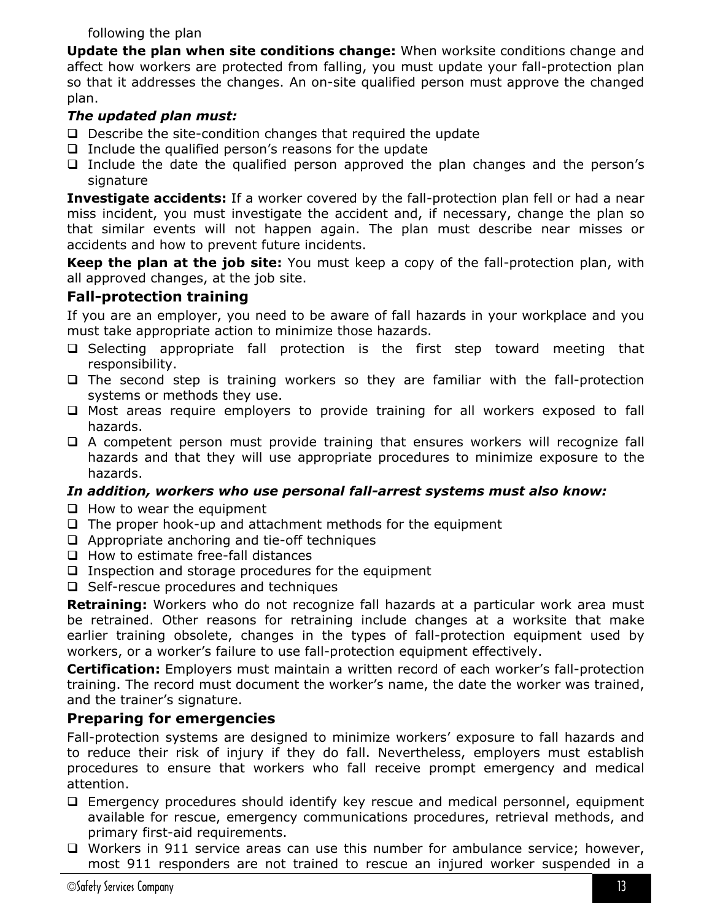following the plan

**Update the plan when site conditions change:** When worksite conditions change and affect how workers are protected from falling, you must update your fall-protection plan so that it addresses the changes. An on-site qualified person must approve the changed plan.

***The updated plan must:***

- Describe the site-condition changes that required the update
- Include the qualified person's reasons for the update
- Include the date the qualified person approved the plan changes and the person's signature

**Investigate accidents:** If a worker covered by the fall-protection plan fell or had a near miss incident, you must investigate the accident and, if necessary, change the plan so that similar events will not happen again. The plan must describe near misses or accidents and how to prevent future incidents.

**Keep the plan at the job site:** You must keep a copy of the fall-protection plan, with all approved changes, at the job site.

## Fall-protection training

If you are an employer, you need to be aware of fall hazards in your workplace and you must take appropriate action to minimize those hazards.

- Selecting appropriate fall protection is the first step toward meeting that responsibility.
- The second step is training workers so they are familiar with the fall-protection systems or methods they use.
- Most areas require employers to provide training for all workers exposed to fall hazards.
- A competent person must provide training that ensures workers will recognize fall hazards and that they will use appropriate procedures to minimize exposure to the hazards.

***In addition, workers who use personal fall-arrest systems must also know:***

- How to wear the equipment
- The proper hook-up and attachment methods for the equipment
- Appropriate anchoring and tie-off techniques
- How to estimate free-fall distances
- Inspection and storage procedures for the equipment
- Self-rescue procedures and techniques

**Retraining:** Workers who do not recognize fall hazards at a particular work area must be retrained. Other reasons for retraining include changes at a worksite that make earlier training obsolete, changes in the types of fall-protection equipment used by workers, or a worker's failure to use fall-protection equipment effectively.

**Certification:** Employers must maintain a written record of each worker's fall-protection training. The record must document the worker's name, the date the worker was trained, and the trainer's signature.

## Preparing for emergencies

Fall-protection systems are designed to minimize workers' exposure to fall hazards and to reduce their risk of injury if they do fall. Nevertheless, employers must establish procedures to ensure that workers who fall receive prompt emergency and medical attention.

- Emergency procedures should identify key rescue and medical personnel, equipment available for rescue, emergency communications procedures, retrieval methods, and primary first-aid requirements.
- Workers in 911 service areas can use this number for ambulance service; however, most 911 responders are not trained to rescue an injured worker suspended in a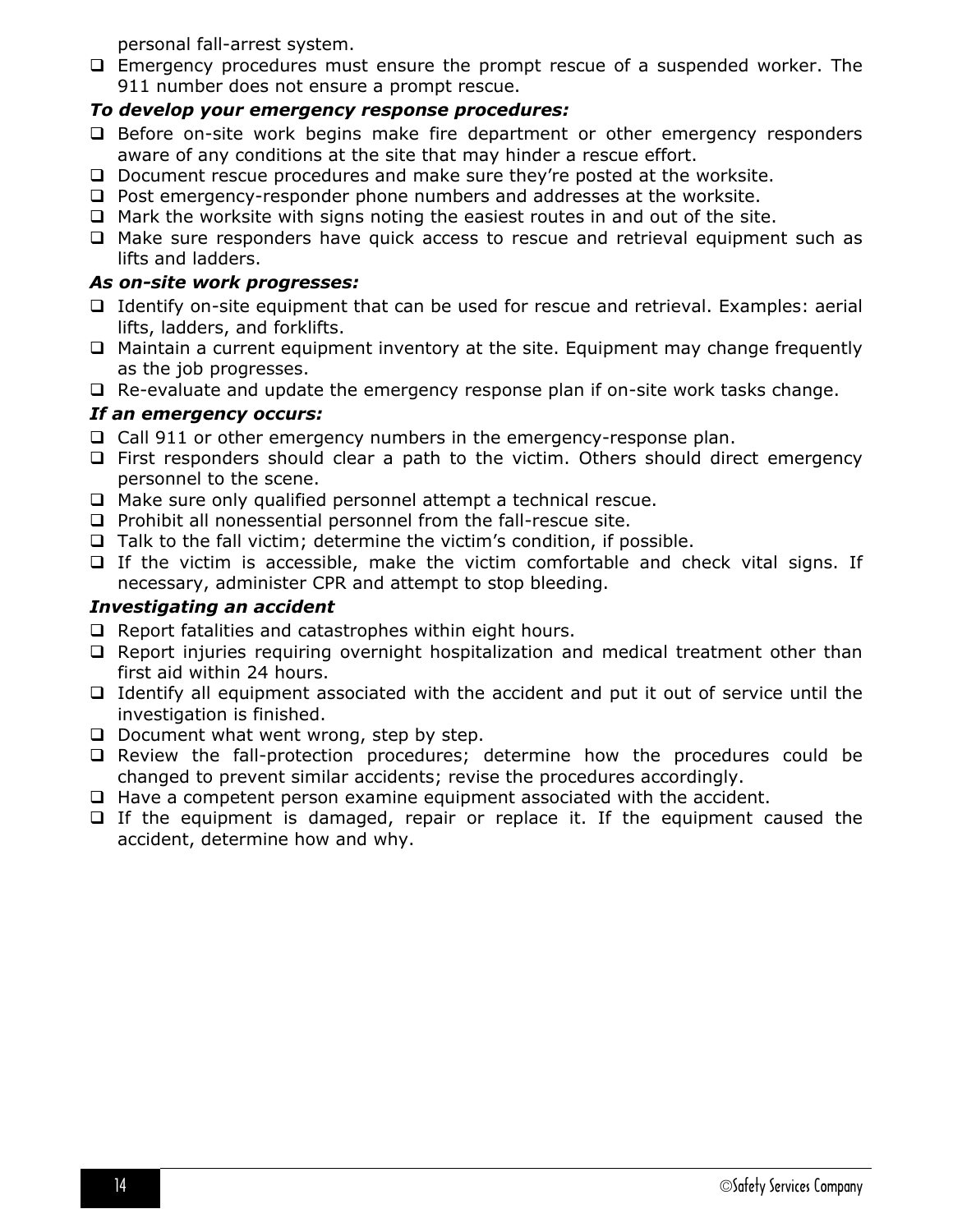personal fall-arrest system.

- Emergency procedures must ensure the prompt rescue of a suspended worker. The 911 number does not ensure a prompt rescue.

***To develop your emergency response procedures:***

- Before on-site work begins make fire department or other emergency responders aware of any conditions at the site that may hinder a rescue effort.
- Document rescue procedures and make sure they're posted at the worksite.
- Post emergency-responder phone numbers and addresses at the worksite.
- Mark the worksite with signs noting the easiest routes in and out of the site.
- Make sure responders have quick access to rescue and retrieval equipment such as lifts and ladders.

***As on-site work progresses:***

- Identify on-site equipment that can be used for rescue and retrieval. Examples: aerial lifts, ladders, and forklifts.
- Maintain a current equipment inventory at the site. Equipment may change frequently as the job progresses.
- Re-evaluate and update the emergency response plan if on-site work tasks change.

***If an emergency occurs:***

- Call 911 or other emergency numbers in the emergency-response plan.
- First responders should clear a path to the victim. Others should direct emergency personnel to the scene.
- Make sure only qualified personnel attempt a technical rescue.
- Prohibit all nonessential personnel from the fall-rescue site.
- Talk to the fall victim; determine the victim's condition, if possible.
- If the victim is accessible, make the victim comfortable and check vital signs. If necessary, administer CPR and attempt to stop bleeding.

***Investigating an accident***

- Report fatalities and catastrophes within eight hours.
- Report injuries requiring overnight hospitalization and medical treatment other than first aid within 24 hours.
- Identify all equipment associated with the accident and put it out of service until the investigation is finished.
- Document what went wrong, step by step.
- Review the fall-protection procedures; determine how the procedures could be changed to prevent similar accidents; revise the procedures accordingly.
- Have a competent person examine equipment associated with the accident.
- If the equipment is damaged, repair or replace it. If the equipment caused the accident, determine how and why.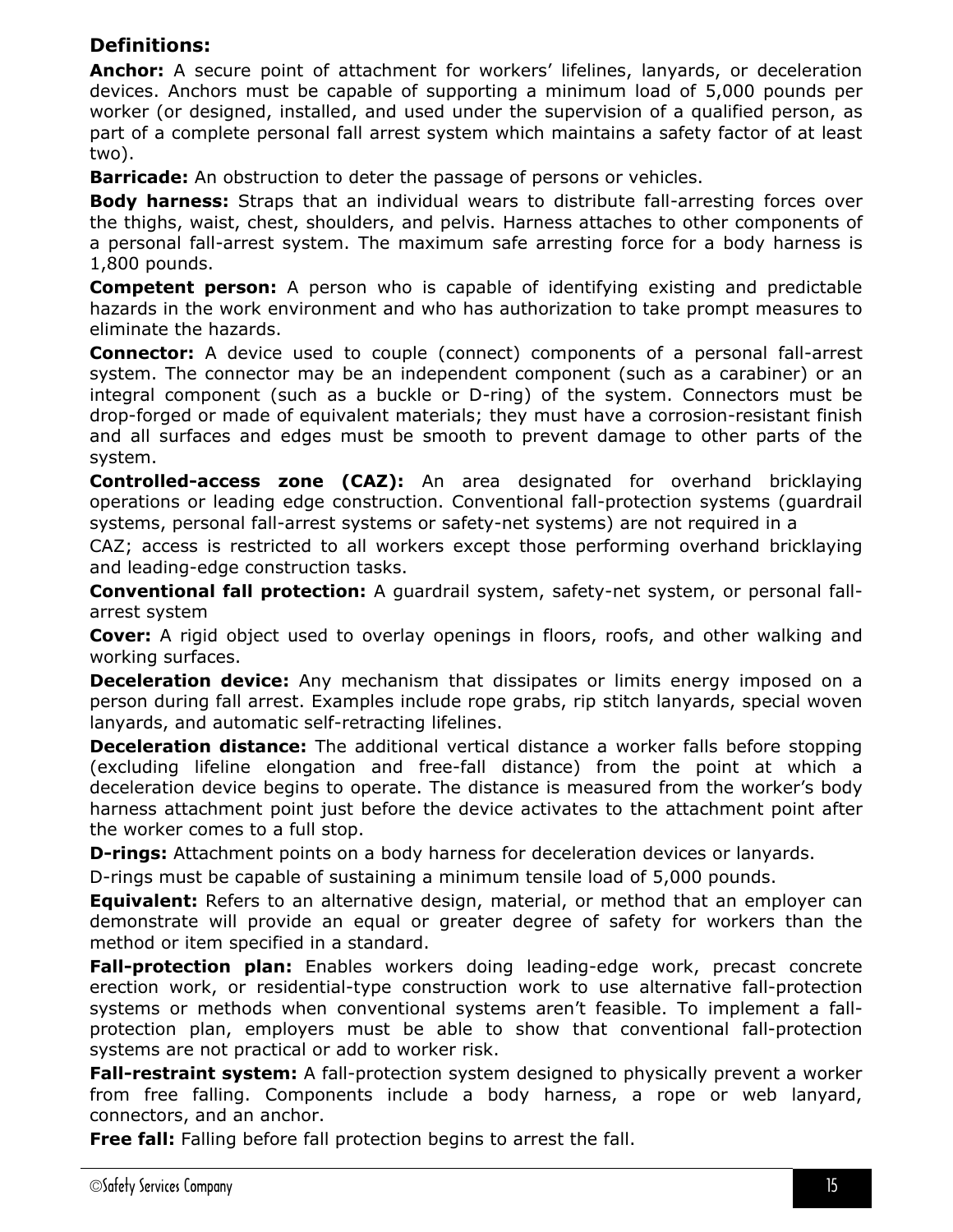## Definitions:

**Anchor:** A secure point of attachment for workers' lifelines, lanyards, or deceleration devices. Anchors must be capable of supporting a minimum load of 5,000 pounds per worker (or designed, installed, and used under the supervision of a qualified person, as part of a complete personal fall arrest system which maintains a safety factor of at least two).

**Barricade:** An obstruction to deter the passage of persons or vehicles.

**Body harness:** Straps that an individual wears to distribute fall-arresting forces over the thighs, waist, chest, shoulders, and pelvis. Harness attaches to other components of a personal fall-arrest system. The maximum safe arresting force for a body harness is 1,800 pounds.

**Competent person:** A person who is capable of identifying existing and predictable hazards in the work environment and who has authorization to take prompt measures to eliminate the hazards.

**Connector:** A device used to couple (connect) components of a personal fall-arrest system. The connector may be an independent component (such as a carabiner) or an integral component (such as a buckle or D-ring) of the system. Connectors must be drop-forged or made of equivalent materials; they must have a corrosion-resistant finish and all surfaces and edges must be smooth to prevent damage to other parts of the system.

**Controlled-access zone (CAZ):** An area designated for overhand bricklaying operations or leading edge construction. Conventional fall-protection systems (guardrail systems, personal fall-arrest systems or safety-net systems) are not required in a CAZ; access is restricted to all workers except those performing overhand bricklaying and leading-edge construction tasks.

**Conventional fall protection:** A guardrail system, safety-net system, or personal fall-arrest system

**Cover:** A rigid object used to overlay openings in floors, roofs, and other walking and working surfaces.

**Deceleration device:** Any mechanism that dissipates or limits energy imposed on a person during fall arrest. Examples include rope grabs, rip stitch lanyards, special woven lanyards, and automatic self-retracting lifelines.

**Deceleration distance:** The additional vertical distance a worker falls before stopping (excluding lifeline elongation and free-fall distance) from the point at which a deceleration device begins to operate. The distance is measured from the worker's body harness attachment point just before the device activates to the attachment point after the worker comes to a full stop.

**D-rings:** Attachment points on a body harness for deceleration devices or lanyards.

D-rings must be capable of sustaining a minimum tensile load of 5,000 pounds.

**Equivalent:** Refers to an alternative design, material, or method that an employer can demonstrate will provide an equal or greater degree of safety for workers than the method or item specified in a standard.

**Fall-protection plan:** Enables workers doing leading-edge work, precast concrete erection work, or residential-type construction work to use alternative fall-protection systems or methods when conventional systems aren't feasible. To implement a fall-protection plan, employers must be able to show that conventional fall-protection systems are not practical or add to worker risk.

**Fall-restraint system:** A fall-protection system designed to physically prevent a worker from free falling. Components include a body harness, a rope or web lanyard, connectors, and an anchor.

**Free fall:** Falling before fall protection begins to arrest the fall.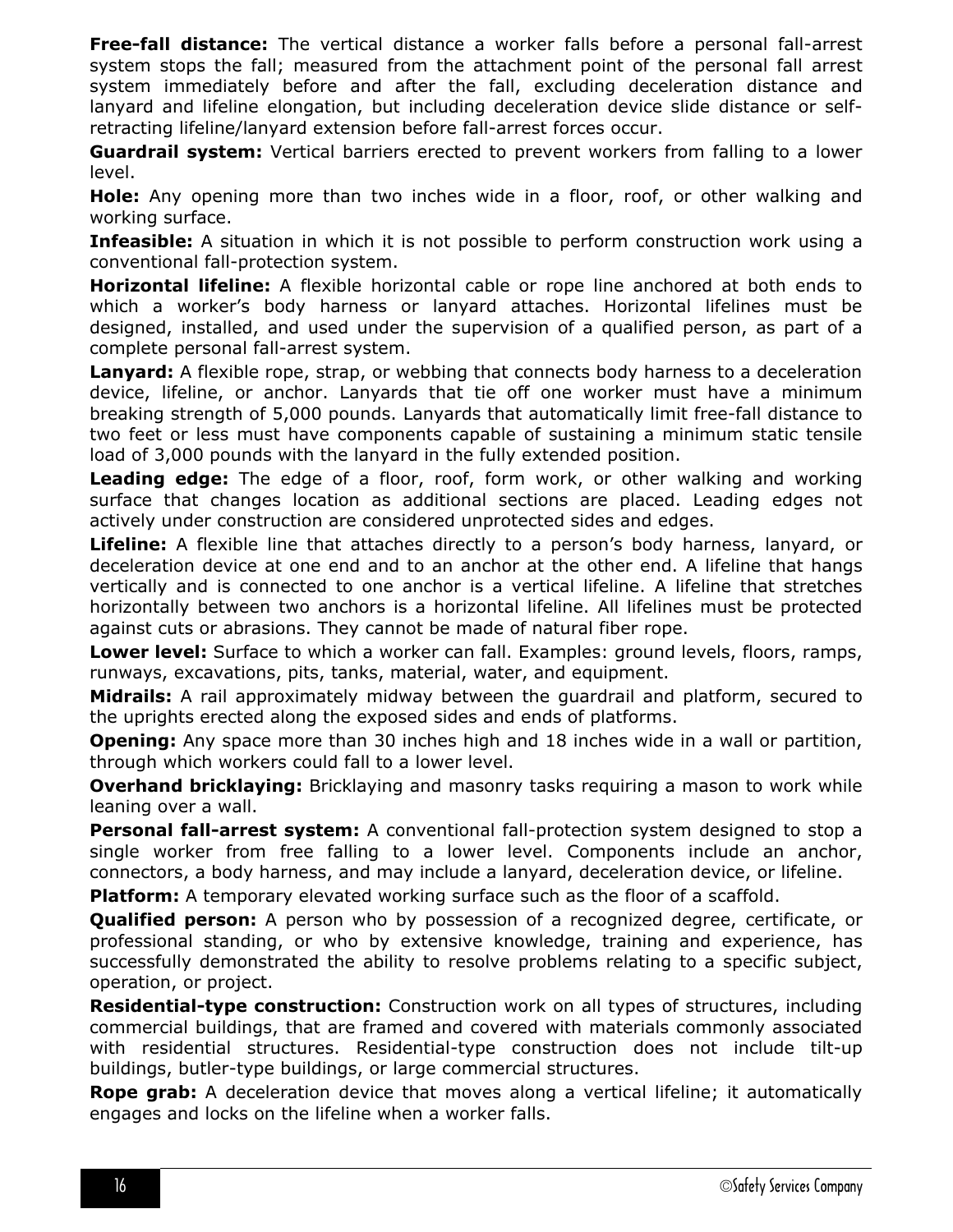**Free-fall distance:** The vertical distance a worker falls before a personal fall-arrest system stops the fall; measured from the attachment point of the personal fall arrest system immediately before and after the fall, excluding deceleration distance and lanyard and lifeline elongation, but including deceleration device slide distance or self-retracting lifeline/lanyard extension before fall-arrest forces occur.

**Guardrail system:** Vertical barriers erected to prevent workers from falling to a lower level.

**Hole:** Any opening more than two inches wide in a floor, roof, or other walking and working surface.

**Infeasible:** A situation in which it is not possible to perform construction work using a conventional fall-protection system.

**Horizontal lifeline:** A flexible horizontal cable or rope line anchored at both ends to which a worker's body harness or lanyard attaches. Horizontal lifelines must be designed, installed, and used under the supervision of a qualified person, as part of a complete personal fall-arrest system.

**Lanyard:** A flexible rope, strap, or webbing that connects body harness to a deceleration device, lifeline, or anchor. Lanyards that tie off one worker must have a minimum breaking strength of 5,000 pounds. Lanyards that automatically limit free-fall distance to two feet or less must have components capable of sustaining a minimum static tensile load of 3,000 pounds with the lanyard in the fully extended position.

**Leading edge:** The edge of a floor, roof, form work, or other walking and working surface that changes location as additional sections are placed. Leading edges not actively under construction are considered unprotected sides and edges.

**Lifeline:** A flexible line that attaches directly to a person's body harness, lanyard, or deceleration device at one end and to an anchor at the other end. A lifeline that hangs vertically and is connected to one anchor is a vertical lifeline. A lifeline that stretches horizontally between two anchors is a horizontal lifeline. All lifelines must be protected against cuts or abrasions. They cannot be made of natural fiber rope.

**Lower level:** Surface to which a worker can fall. Examples: ground levels, floors, ramps, runways, excavations, pits, tanks, material, water, and equipment.

**Midrails:** A rail approximately midway between the guardrail and platform, secured to the uprights erected along the exposed sides and ends of platforms.

**Opening:** Any space more than 30 inches high and 18 inches wide in a wall or partition, through which workers could fall to a lower level.

**Overhand bricklaying:** Bricklaying and masonry tasks requiring a mason to work while leaning over a wall.

**Personal fall-arrest system:** A conventional fall-protection system designed to stop a single worker from free falling to a lower level. Components include an anchor, connectors, a body harness, and may include a lanyard, deceleration device, or lifeline.

**Platform:** A temporary elevated working surface such as the floor of a scaffold.

**Qualified person:** A person who by possession of a recognized degree, certificate, or professional standing, or who by extensive knowledge, training and experience, has successfully demonstrated the ability to resolve problems relating to a specific subject, operation, or project.

**Residential-type construction:** Construction work on all types of structures, including commercial buildings, that are framed and covered with materials commonly associated with residential structures. Residential-type construction does not include tilt-up buildings, butler-type buildings, or large commercial structures.

**Rope grab:** A deceleration device that moves along a vertical lifeline; it automatically engages and locks on the lifeline when a worker falls.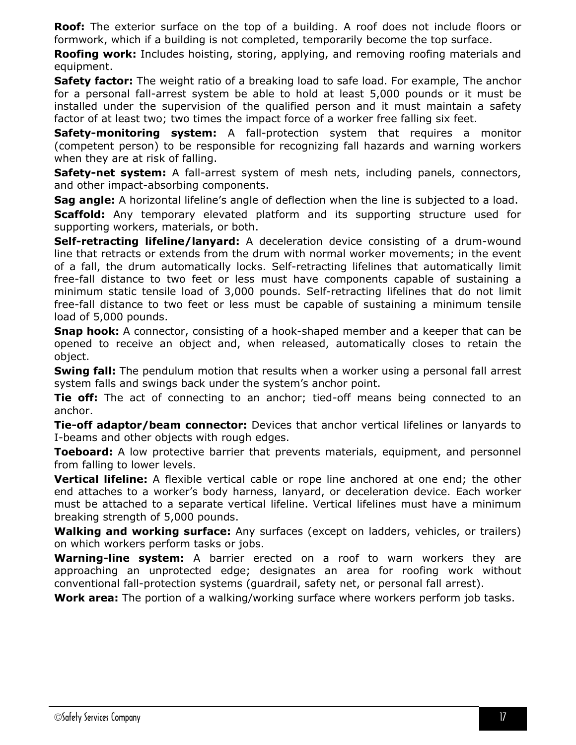**Roof:** The exterior surface on the top of a building. A roof does not include floors or formwork, which if a building is not completed, temporarily become the top surface.

**Roofing work:** Includes hoisting, storing, applying, and removing roofing materials and equipment.

**Safety factor:** The weight ratio of a breaking load to safe load. For example, The anchor for a personal fall-arrest system be able to hold at least 5,000 pounds or it must be installed under the supervision of the qualified person and it must maintain a safety factor of at least two; two times the impact force of a worker free falling six feet.

**Safety-monitoring system:** A fall-protection system that requires a monitor (competent person) to be responsible for recognizing fall hazards and warning workers when they are at risk of falling.

**Safety-net system:** A fall-arrest system of mesh nets, including panels, connectors, and other impact-absorbing components.

**Sag angle:** A horizontal lifeline's angle of deflection when the line is subjected to a load.

**Scaffold:** Any temporary elevated platform and its supporting structure used for supporting workers, materials, or both.

**Self-retracting lifeline/lanyard:** A deceleration device consisting of a drum-wound line that retracts or extends from the drum with normal worker movements; in the event of a fall, the drum automatically locks. Self-retracting lifelines that automatically limit free-fall distance to two feet or less must have components capable of sustaining a minimum static tensile load of 3,000 pounds. Self-retracting lifelines that do not limit free-fall distance to two feet or less must be capable of sustaining a minimum tensile load of 5,000 pounds.

**Snap hook:** A connector, consisting of a hook-shaped member and a keeper that can be opened to receive an object and, when released, automatically closes to retain the object.

**Swing fall:** The pendulum motion that results when a worker using a personal fall arrest system falls and swings back under the system's anchor point.

**Tie off:** The act of connecting to an anchor; tied-off means being connected to an anchor.

**Tie-off adaptor/beam connector:** Devices that anchor vertical lifelines or lanyards to I-beams and other objects with rough edges.

**Toeboard:** A low protective barrier that prevents materials, equipment, and personnel from falling to lower levels.

**Vertical lifeline:** A flexible vertical cable or rope line anchored at one end; the other end attaches to a worker's body harness, lanyard, or deceleration device. Each worker must be attached to a separate vertical lifeline. Vertical lifelines must have a minimum breaking strength of 5,000 pounds.

**Walking and working surface:** Any surfaces (except on ladders, vehicles, or trailers) on which workers perform tasks or jobs.

**Warning-line system:** A barrier erected on a roof to warn workers they are approaching an unprotected edge; designates an area for roofing work without conventional fall-protection systems (guardrail, safety net, or personal fall arrest).

**Work area:** The portion of a walking/working surface where workers perform job tasks.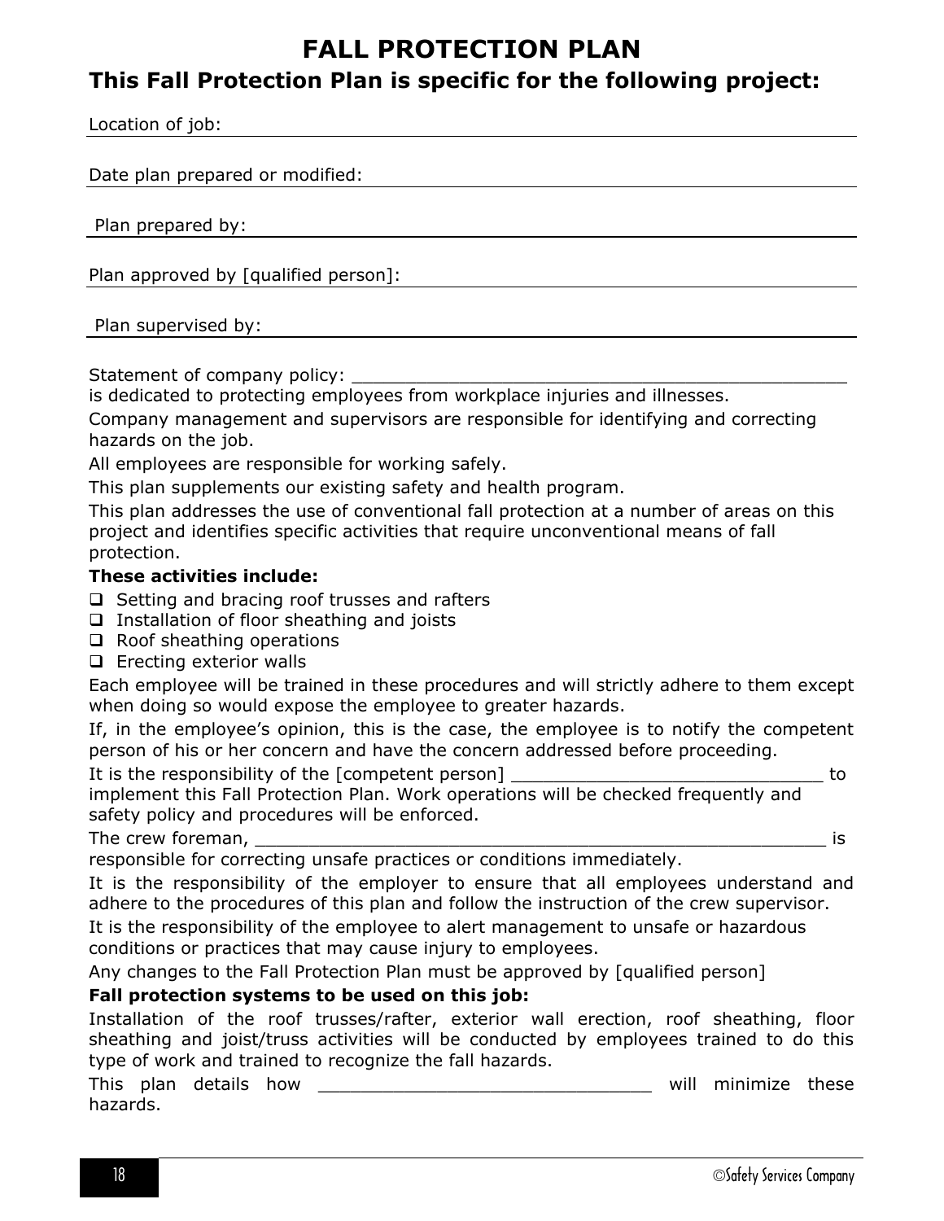# FALL PROTECTION PLAN

## This Fall Protection Plan is specific for the following project:

Location of job: ______________________________________________

Date plan prepared or modified: ______________________________________________

Plan prepared by: ______________________________________________

Plan approved by [qualified person]: ______________________________________________

Plan supervised by: ______________________________________________

Statement of company policy: ________________________________________________
is dedicated to protecting employees from workplace injuries and illnesses.

Company management and supervisors are responsible for identifying and correcting hazards on the job.

All employees are responsible for working safely.

This plan supplements our existing safety and health program.

This plan addresses the use of conventional fall protection at a number of areas on this project and identifies specific activities that require unconventional means of fall protection.

**These activities include:**

- ☐ Setting and bracing roof trusses and rafters
- ☐ Installation of floor sheathing and joists
- ☐ Roof sheathing operations
- ☐ Erecting exterior walls

Each employee will be trained in these procedures and will strictly adhere to them except when doing so would expose the employee to greater hazards.

If, in the employee's opinion, this is the case, the employee is to notify the competent person of his or her concern and have the concern addressed before proceeding.

It is the responsibility of the [competent person] ______________________________ to implement this Fall Protection Plan. Work operations will be checked frequently and safety policy and procedures will be enforced.

The crew foreman, ________________________________________________________ is responsible for correcting unsafe practices or conditions immediately.

It is the responsibility of the employer to ensure that all employees understand and adhere to the procedures of this plan and follow the instruction of the crew supervisor.

It is the responsibility of the employee to alert management to unsafe or hazardous conditions or practices that may cause injury to employees.

Any changes to the Fall Protection Plan must be approved by [qualified person]

**Fall protection systems to be used on this job:**

Installation of the roof trusses/rafter, exterior wall erection, roof sheathing, floor sheathing and joist/truss activities will be conducted by employees trained to do this type of work and trained to recognize the fall hazards.

This plan details how _________________________________ will minimize these hazards.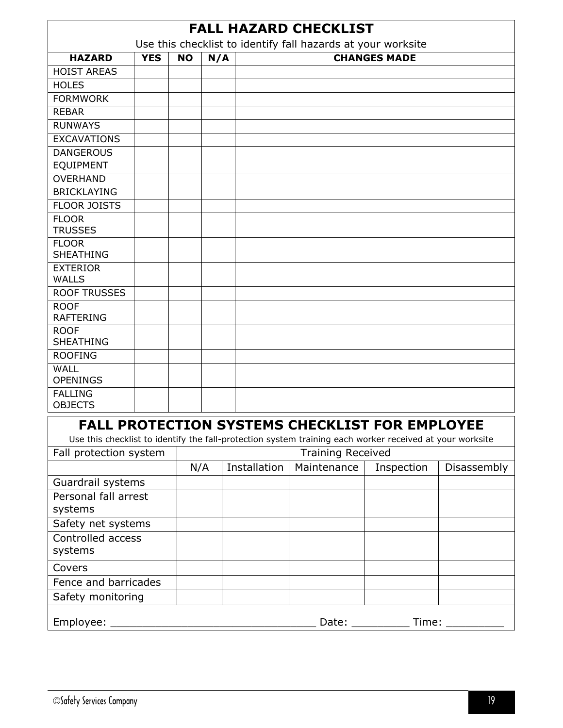## FALL HAZARD CHECKLIST

Use this checklist to identify fall hazards at your worksite

| HAZARD | YES | NO | N/A | CHANGES MADE |
|---|---|---|---|---|
| HOIST AREAS | | | | |
| HOLES | | | | |
| FORMWORK | | | | |
| REBAR | | | | |
| RUNWAYS | | | | |
| EXCAVATIONS | | | | |
| DANGEROUS EQUIPMENT | | | | |
| OVERHAND BRICKLAYING | | | | |
| FLOOR JOISTS | | | | |
| FLOOR TRUSSES | | | | |
| FLOOR SHEATHING | | | | |
| EXTERIOR WALLS | | | | |
| ROOF TRUSSES | | | | |
| ROOF RAFTERING | | | | |
| ROOF SHEATHING | | | | |
| ROOFING | | | | |
| WALL OPENINGS | | | | |
| FALLING OBJECTS | | | | |

## FALL PROTECTION SYSTEMS CHECKLIST FOR EMPLOYEE

Use this checklist to identify the fall-protection system training each worker received at your worksite

| Fall protection system | Training Received | | | | |
|---|---|---|---|---|---|
| | N/A | Installation | Maintenance | Inspection | Disassembly |
| Guardrail systems | | | | | |
| Personal fall arrest systems | | | | | |
| Safety net systems | | | | | |
| Controlled access systems | | | | | |
| Covers | | | | | |
| Fence and barricades | | | | | |
| Safety monitoring | | | | | |

Employee: _______________________________ Date: _________ Time: _________

©Safety Services Company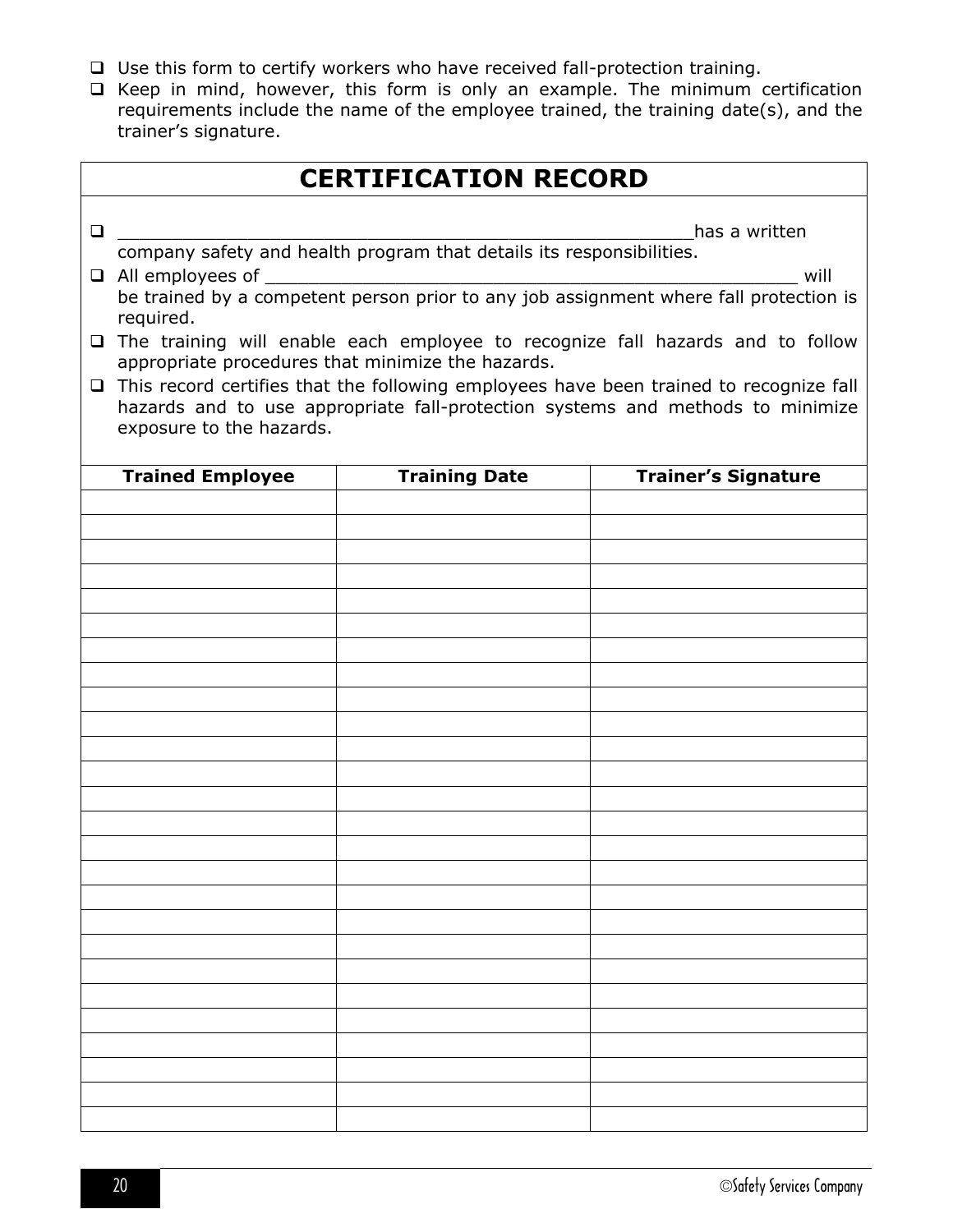- Use this form to certify workers who have received fall-protection training.
- Keep in mind, however, this form is only an example. The minimum certification requirements include the name of the employee trained, the training date(s), and the trainer's signature.

# CERTIFICATION RECORD

- ______________________________________________________has a written company safety and health program that details its responsibilities.
- All employees of _________________________________________________ will be trained by a competent person prior to any job assignment where fall protection is required.
- The training will enable each employee to recognize fall hazards and to follow appropriate procedures that minimize the hazards.
- This record certifies that the following employees have been trained to recognize fall hazards and to use appropriate fall-protection systems and methods to minimize exposure to the hazards.

| Trained Employee | Training Date | Trainer's Signature |
|---|---|---|
| | | |
| | | |
| | | |
| | | |
| | | |
| | | |
| | | |
| | | |
| | | |
| | | |
| | | |
| | | |
| | | |
| | | |
| | | |
| | | |
| | | |
| | | |
| | | |
| | | |
| | | |
| | | |
| | | |
| | | |
| | | |
| | | |

©Safety Services Company